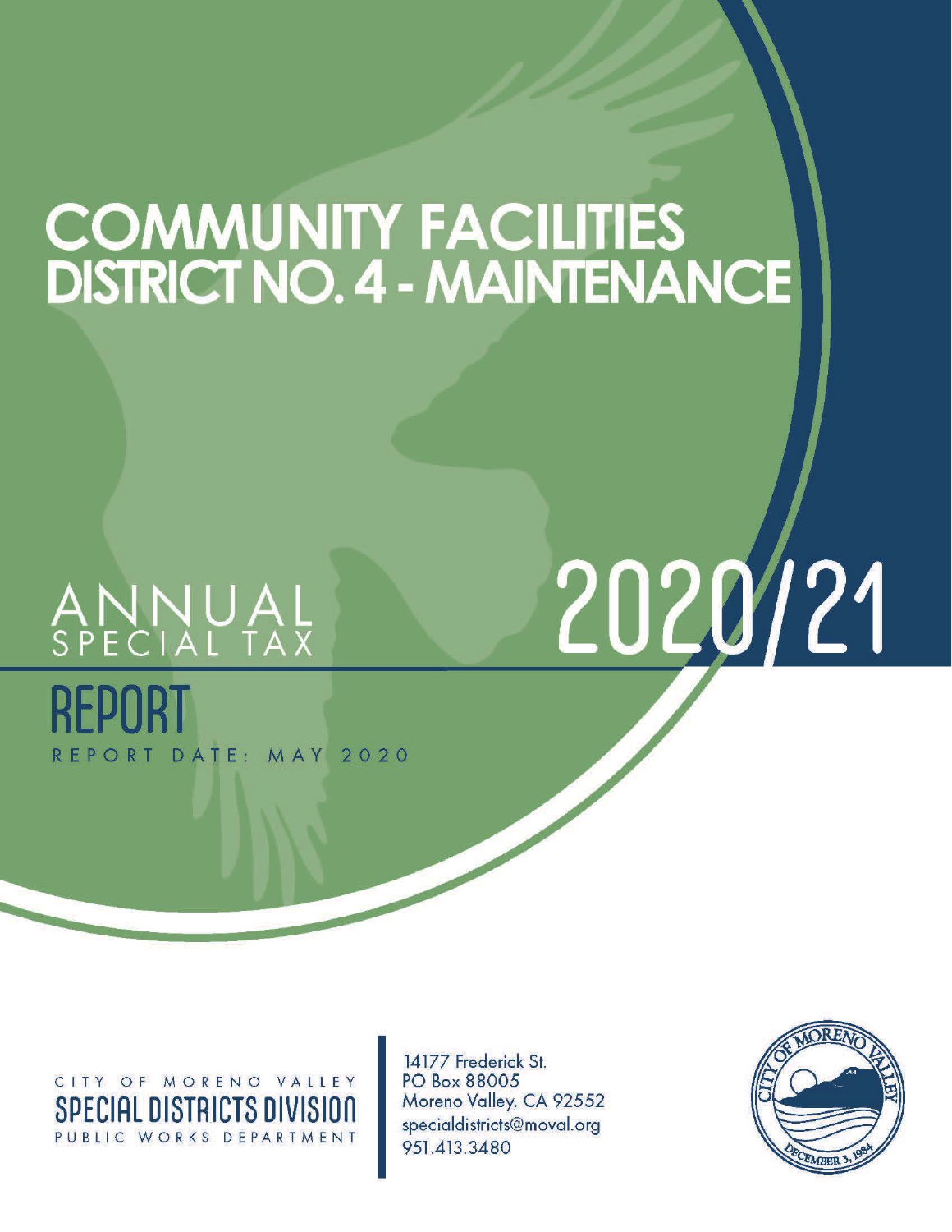# COMMUNITY FACILITIES DISTRICT NO. 4 - MAINTENANCE

## ANNUAL SPECIAL TAX REPORT

# 2020/21

REPORT DATE: MAY 2020

CITY OF MORENO VALLEY
SPECIAL DISTRICTS DIVISION
PUBLIC WORKS DEPARTMENT

14177 Frederick St.
PO Box 88005
Moreno Valley, CA 92552
specialdistricts@moval.org
951.413.3480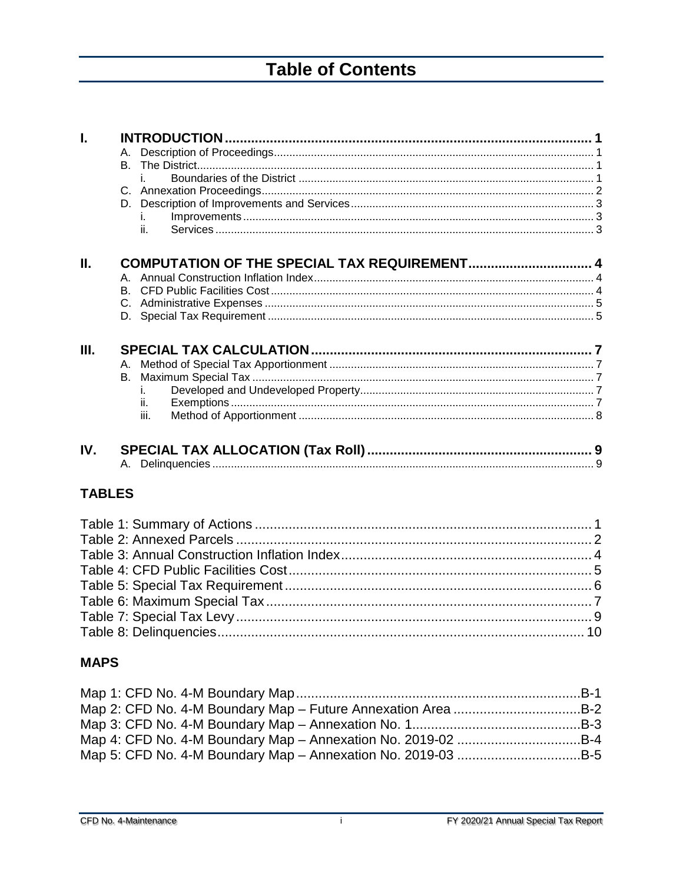# Table of Contents

**I. INTRODUCTION** ..... 1

- A. Description of Proceedings ..... 1
- B. The District ..... 1
  - i. Boundaries of the District ..... 1
- C. Annexation Proceedings ..... 2
- D. Description of Improvements and Services ..... 3
  - i. Improvements ..... 3
  - ii. Services ..... 3

**II. COMPUTATION OF THE SPECIAL TAX REQUIREMENT** ..... 4

- A. Annual Construction Inflation Index ..... 4
- B. CFD Public Facilities Cost ..... 4
- C. Administrative Expenses ..... 5
- D. Special Tax Requirement ..... 5

**III. SPECIAL TAX CALCULATION** ..... 7

- A. Method of Special Tax Apportionment ..... 7
- B. Maximum Special Tax ..... 7
  - i. Developed and Undeveloped Property ..... 7
  - ii. Exemptions ..... 7
  - iii. Method of Apportionment ..... 8

**IV. SPECIAL TAX ALLOCATION (Tax Roll)** ..... 9

- A. Delinquencies ..... 9

## TABLES

Table 1: Summary of Actions ..... 1
Table 2: Annexed Parcels ..... 2
Table 3: Annual Construction Inflation Index ..... 4
Table 4: CFD Public Facilities Cost ..... 5
Table 5: Special Tax Requirement ..... 6
Table 6: Maximum Special Tax ..... 7
Table 7: Special Tax Levy ..... 9
Table 8: Delinquencies ..... 10

## MAPS

Map 1: CFD No. 4-M Boundary Map ..... B-1
Map 2: CFD No. 4-M Boundary Map – Future Annexation Area ..... B-2
Map 3: CFD No. 4-M Boundary Map – Annexation No. 1 ..... B-3
Map 4: CFD No. 4-M Boundary Map – Annexation No. 2019-02 ..... B-4
Map 5: CFD No. 4-M Boundary Map – Annexation No. 2019-03 ..... B-5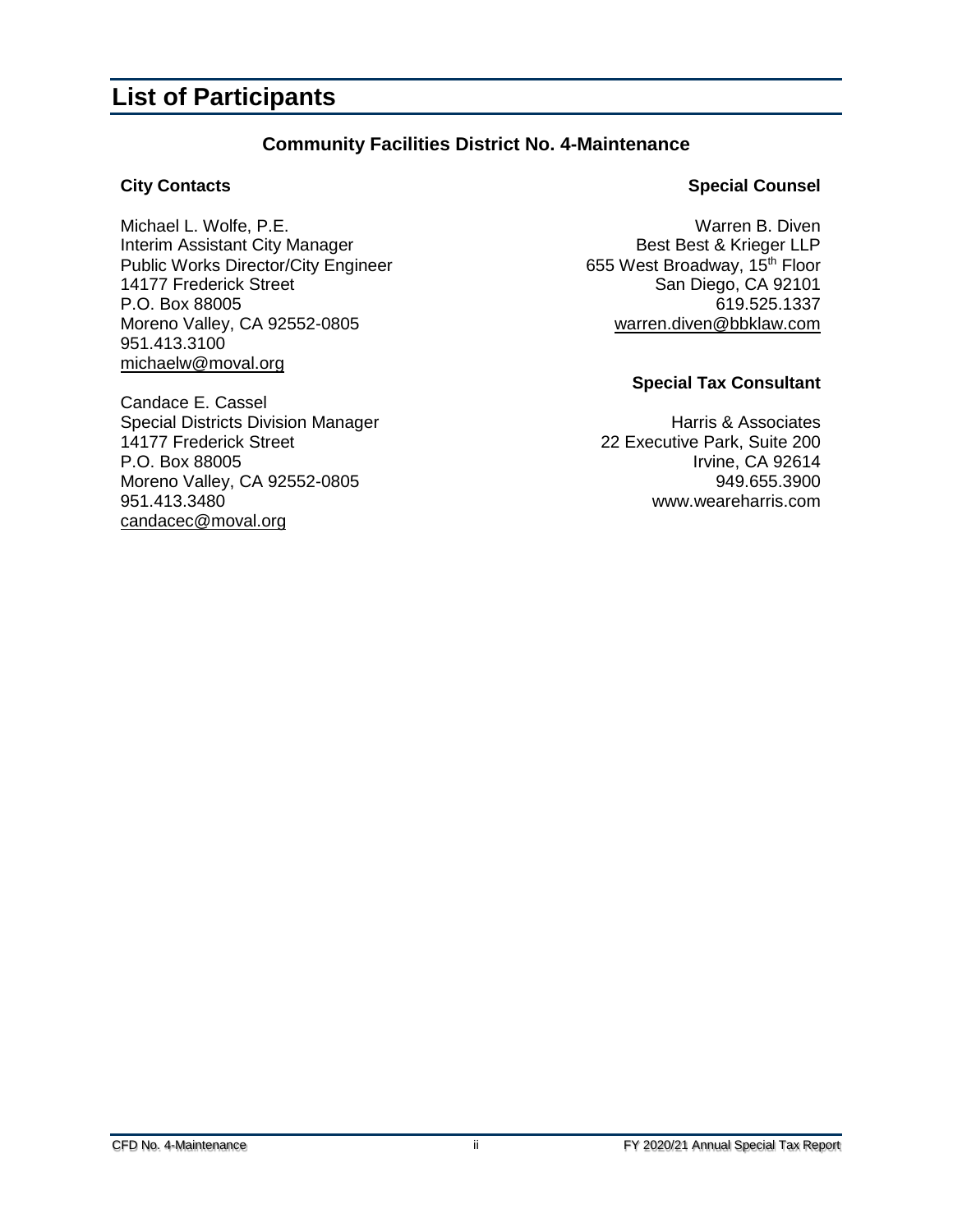# List of Participants

### Community Facilities District No. 4-Maintenance

**City Contacts**

Michael L. Wolfe, P.E.
Interim Assistant City Manager
Public Works Director/City Engineer
14177 Frederick Street
P.O. Box 88005
Moreno Valley, CA 92552-0805
951.413.3100
michaelw@moval.org

Candace E. Cassel
Special Districts Division Manager
14177 Frederick Street
P.O. Box 88005
Moreno Valley, CA 92552-0805
951.413.3480
candacec@moval.org

**Special Counsel**

Warren B. Diven
Best Best & Krieger LLP
655 West Broadway, 15th Floor
San Diego, CA 92101
619.525.1337
warren.diven@bbklaw.com

**Special Tax Consultant**

Harris & Associates
22 Executive Park, Suite 200
Irvine, CA 92614
949.655.3900
www.weareharris.com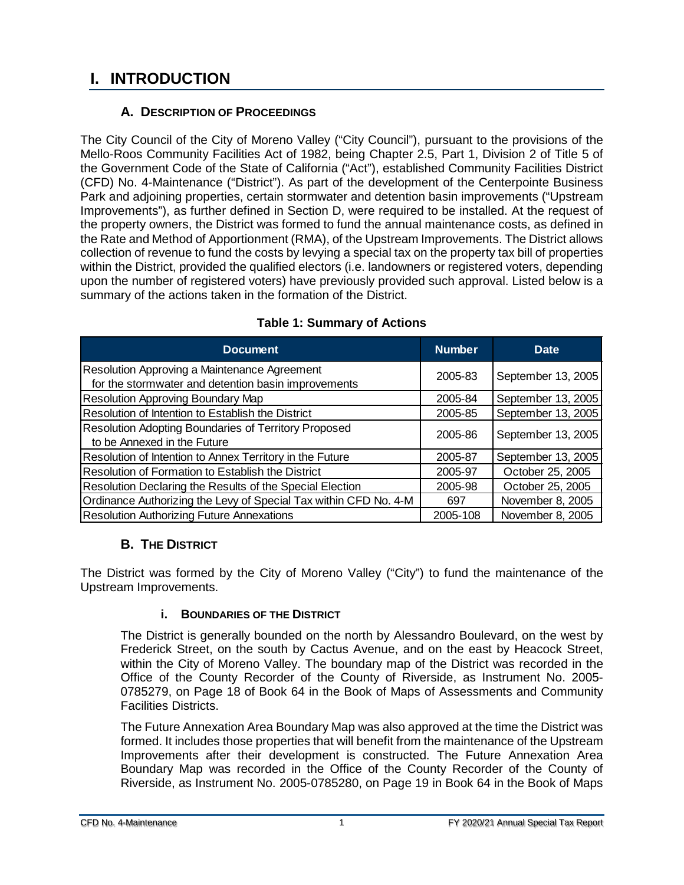# I. INTRODUCTION

## A. Description of Proceedings

The City Council of the City of Moreno Valley ("City Council"), pursuant to the provisions of the Mello-Roos Community Facilities Act of 1982, being Chapter 2.5, Part 1, Division 2 of Title 5 of the Government Code of the State of California ("Act"), established Community Facilities District (CFD) No. 4-Maintenance ("District"). As part of the development of the Centerpointe Business Park and adjoining properties, certain stormwater and detention basin improvements ("Upstream Improvements"), as further defined in Section D, were required to be installed. At the request of the property owners, the District was formed to fund the annual maintenance costs, as defined in the Rate and Method of Apportionment (RMA), of the Upstream Improvements. The District allows collection of revenue to fund the costs by levying a special tax on the property tax bill of properties within the District, provided the qualified electors (i.e. landowners or registered voters, depending upon the number of registered voters) have previously provided such approval. Listed below is a summary of the actions taken in the formation of the District.

**Table 1: Summary of Actions**

| Document | Number | Date |
|---|---|---|
| Resolution Approving a Maintenance Agreement for the stormwater and detention basin improvements | 2005-83 | September 13, 2005 |
| Resolution Approving Boundary Map | 2005-84 | September 13, 2005 |
| Resolution of Intention to Establish the District | 2005-85 | September 13, 2005 |
| Resolution Adopting Boundaries of Territory Proposed to be Annexed in the Future | 2005-86 | September 13, 2005 |
| Resolution of Intention to Annex Territory in the Future | 2005-87 | September 13, 2005 |
| Resolution of Formation to Establish the District | 2005-97 | October 25, 2005 |
| Resolution Declaring the Results of the Special Election | 2005-98 | October 25, 2005 |
| Ordinance Authorizing the Levy of Special Tax within CFD No. 4-M | 697 | November 8, 2005 |
| Resolution Authorizing Future Annexations | 2005-108 | November 8, 2005 |

## B. The District

The District was formed by the City of Moreno Valley ("City") to fund the maintenance of the Upstream Improvements.

### i. Boundaries of the District

The District is generally bounded on the north by Alessandro Boulevard, on the west by Frederick Street, on the south by Cactus Avenue, and on the east by Heacock Street, within the City of Moreno Valley. The boundary map of the District was recorded in the Office of the County Recorder of the County of Riverside, as Instrument No. 2005-0785279, on Page 18 of Book 64 in the Book of Maps of Assessments and Community Facilities Districts.

The Future Annexation Area Boundary Map was also approved at the time the District was formed. It includes those properties that will benefit from the maintenance of the Upstream Improvements after their development is constructed. The Future Annexation Area Boundary Map was recorded in the Office of the County Recorder of the County of Riverside, as Instrument No. 2005-0785280, on Page 19 in Book 64 in the Book of Maps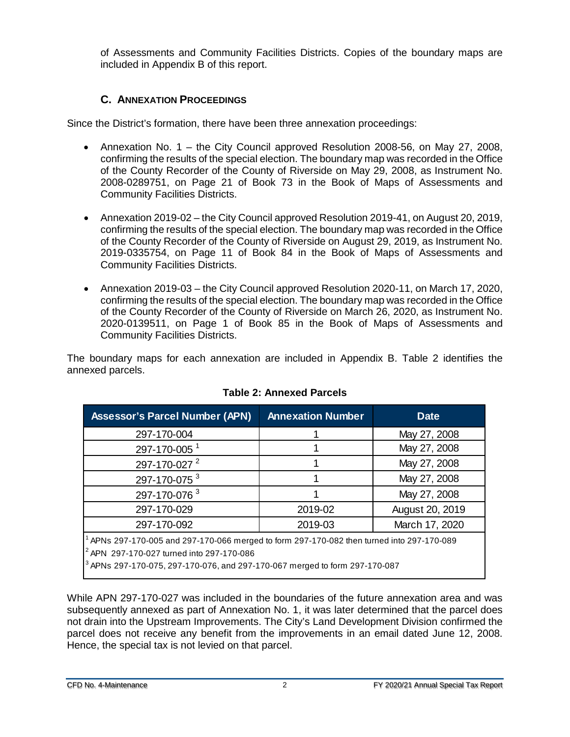of Assessments and Community Facilities Districts. Copies of the boundary maps are included in Appendix B of this report.

### C. Annexation Proceedings

Since the District's formation, there have been three annexation proceedings:

- Annexation No. 1 – the City Council approved Resolution 2008-56, on May 27, 2008, confirming the results of the special election. The boundary map was recorded in the Office of the County Recorder of the County of Riverside on May 29, 2008, as Instrument No. 2008-0289751, on Page 21 of Book 73 in the Book of Maps of Assessments and Community Facilities Districts.
- Annexation 2019-02 – the City Council approved Resolution 2019-41, on August 20, 2019, confirming the results of the special election. The boundary map was recorded in the Office of the County Recorder of the County of Riverside on August 29, 2019, as Instrument No. 2019-0335754, on Page 11 of Book 84 in the Book of Maps of Assessments and Community Facilities Districts.
- Annexation 2019-03 – the City Council approved Resolution 2020-11, on March 17, 2020, confirming the results of the special election. The boundary map was recorded in the Office of the County Recorder of the County of Riverside on March 26, 2020, as Instrument No. 2020-0139511, on Page 1 of Book 85 in the Book of Maps of Assessments and Community Facilities Districts.

The boundary maps for each annexation are included in Appendix B. Table 2 identifies the annexed parcels.

**Table 2: Annexed Parcels**

| Assessor's Parcel Number (APN) | Annexation Number | Date |
|---|---|---|
| 297-170-004 | 1 | May 27, 2008 |
| 297-170-005 [1] | 1 | May 27, 2008 |
| 297-170-027 [2] | 1 | May 27, 2008 |
| 297-170-075 [3] | 1 | May 27, 2008 |
| 297-170-076 [3] | 1 | May 27, 2008 |
| 297-170-029 | 2019-02 | August 20, 2019 |
| 297-170-092 | 2019-03 | March 17, 2020 |

[1] APNs 297-170-005 and 297-170-066 merged to form 297-170-082 then turned into 297-170-089

[2] APN 297-170-027 turned into 297-170-086

[3] APNs 297-170-075, 297-170-076, and 297-170-067 merged to form 297-170-087

While APN 297-170-027 was included in the boundaries of the future annexation area and was subsequently annexed as part of Annexation No. 1, it was later determined that the parcel does not drain into the Upstream Improvements. The City's Land Development Division confirmed the parcel does not receive any benefit from the improvements in an email dated June 12, 2008. Hence, the special tax is not levied on that parcel.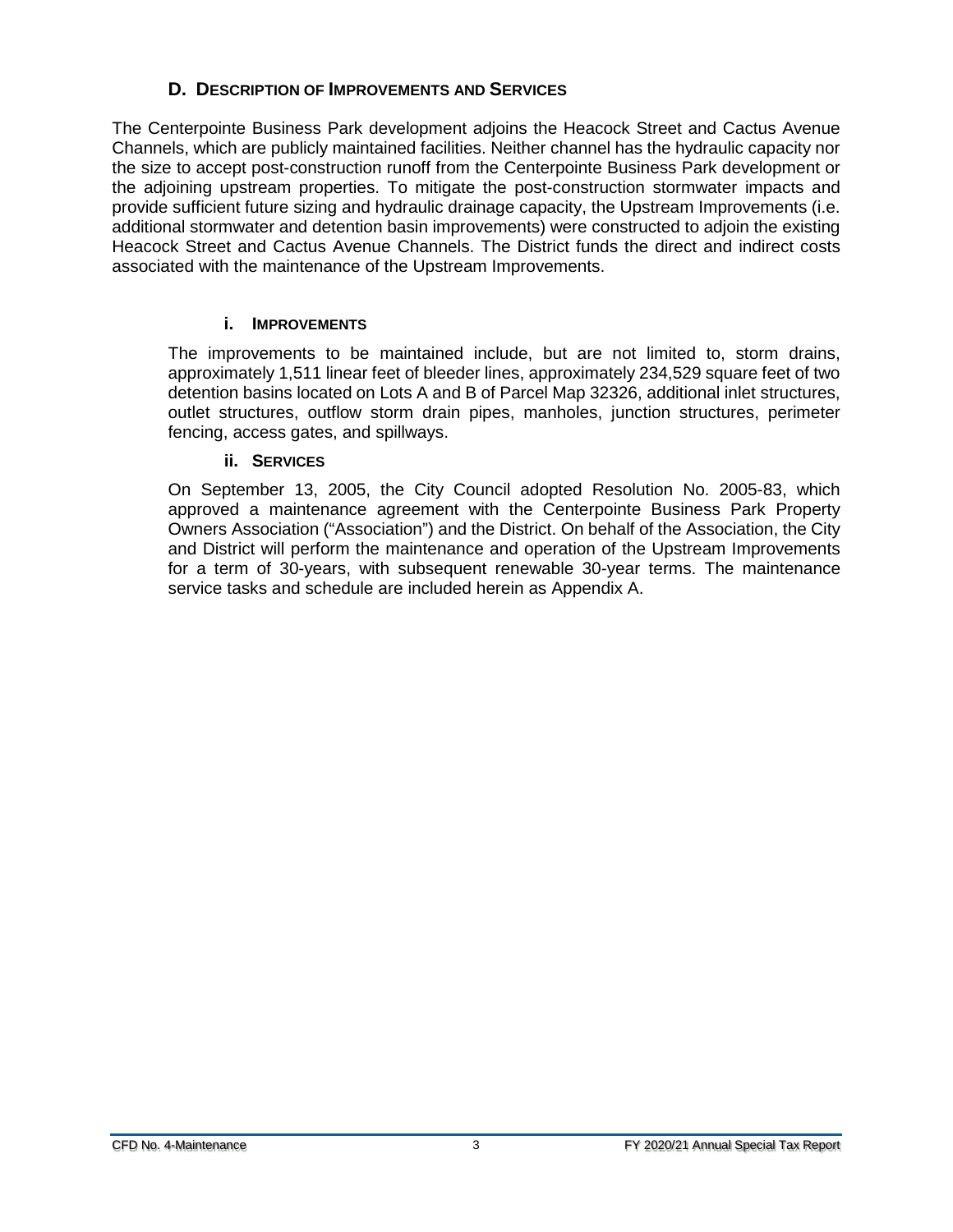## D. Description of Improvements and Services

The Centerpointe Business Park development adjoins the Heacock Street and Cactus Avenue Channels, which are publicly maintained facilities. Neither channel has the hydraulic capacity nor the size to accept post-construction runoff from the Centerpointe Business Park development or the adjoining upstream properties. To mitigate the post-construction stormwater impacts and provide sufficient future sizing and hydraulic drainage capacity, the Upstream Improvements (i.e. additional stormwater and detention basin improvements) were constructed to adjoin the existing Heacock Street and Cactus Avenue Channels. The District funds the direct and indirect costs associated with the maintenance of the Upstream Improvements.

### i. Improvements

The improvements to be maintained include, but are not limited to, storm drains, approximately 1,511 linear feet of bleeder lines, approximately 234,529 square feet of two detention basins located on Lots A and B of Parcel Map 32326, additional inlet structures, outlet structures, outflow storm drain pipes, manholes, junction structures, perimeter fencing, access gates, and spillways.

### ii. Services

On September 13, 2005, the City Council adopted Resolution No. 2005-83, which approved a maintenance agreement with the Centerpointe Business Park Property Owners Association ("Association") and the District. On behalf of the Association, the City and District will perform the maintenance and operation of the Upstream Improvements for a term of 30-years, with subsequent renewable 30-year terms. The maintenance service tasks and schedule are included herein as Appendix A.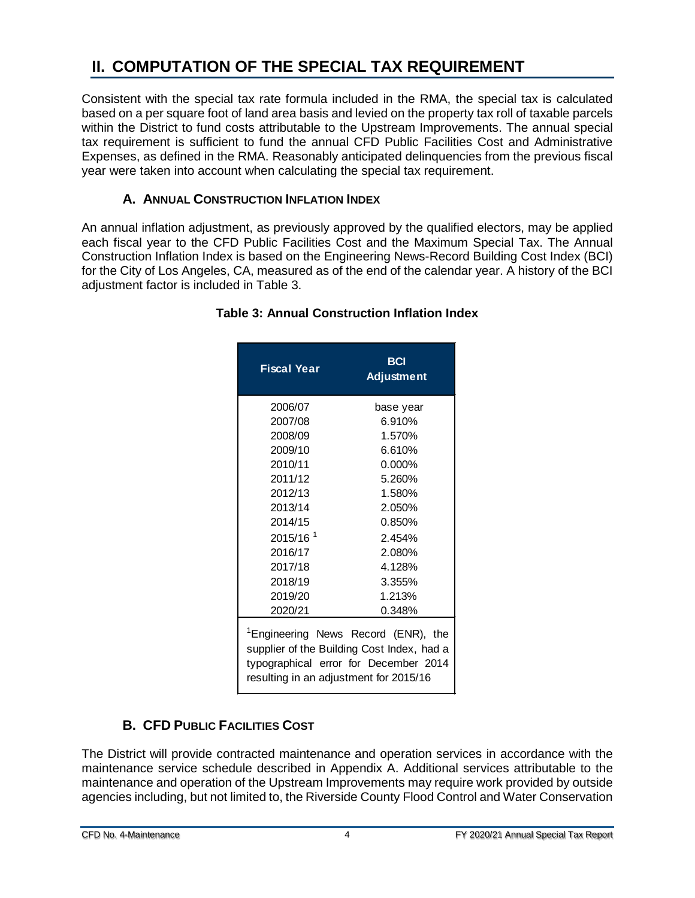# II. COMPUTATION OF THE SPECIAL TAX REQUIREMENT

Consistent with the special tax rate formula included in the RMA, the special tax is calculated based on a per square foot of land area basis and levied on the property tax roll of taxable parcels within the District to fund costs attributable to the Upstream Improvements. The annual special tax requirement is sufficient to fund the annual CFD Public Facilities Cost and Administrative Expenses, as defined in the RMA. Reasonably anticipated delinquencies from the previous fiscal year were taken into account when calculating the special tax requirement.

## A. ANNUAL CONSTRUCTION INFLATION INDEX

An annual inflation adjustment, as previously approved by the qualified electors, may be applied each fiscal year to the CFD Public Facilities Cost and the Maximum Special Tax. The Annual Construction Inflation Index is based on the Engineering News-Record Building Cost Index (BCI) for the City of Los Angeles, CA, measured as of the end of the calendar year. A history of the BCI adjustment factor is included in Table 3.

**Table 3: Annual Construction Inflation Index**

| Fiscal Year | BCI Adjustment |
|---|---|
| 2006/07 | base year |
| 2007/08 | 6.910% |
| 2008/09 | 1.570% |
| 2009/10 | 6.610% |
| 2010/11 | 0.000% |
| 2011/12 | 5.260% |
| 2012/13 | 1.580% |
| 2013/14 | 2.050% |
| 2014/15 | 0.850% |
| 2015/16 [1] | 2.454% |
| 2016/17 | 2.080% |
| 2017/18 | 4.128% |
| 2018/19 | 3.355% |
| 2019/20 | 1.213% |
| 2020/21 | 0.348% |

[1]Engineering News Record (ENR), the supplier of the Building Cost Index, had a typographical error for December 2014 resulting in an adjustment for 2015/16

## B. CFD PUBLIC FACILITIES COST

The District will provide contracted maintenance and operation services in accordance with the maintenance service schedule described in Appendix A. Additional services attributable to the maintenance and operation of the Upstream Improvements may require work provided by outside agencies including, but not limited to, the Riverside County Flood Control and Water Conservation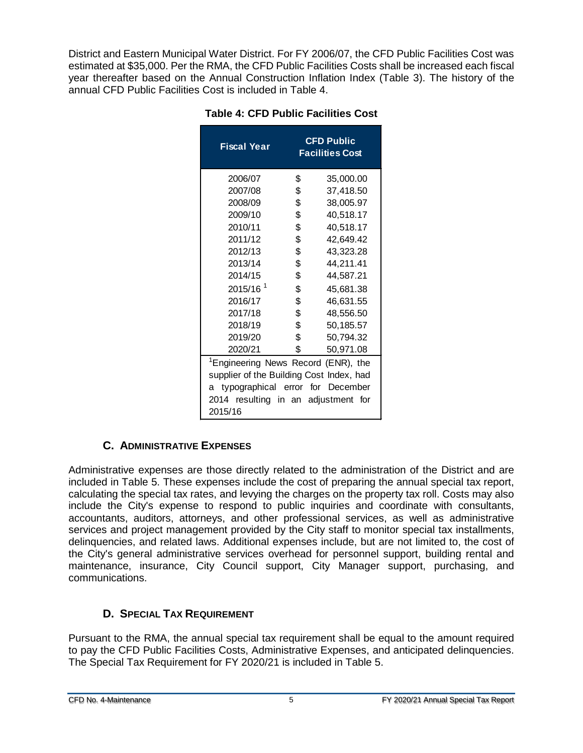District and Eastern Municipal Water District. For FY 2006/07, the CFD Public Facilities Cost was estimated at $35,000. Per the RMA, the CFD Public Facilities Costs shall be increased each fiscal year thereafter based on the Annual Construction Inflation Index (Table 3). The history of the annual CFD Public Facilities Cost is included in Table 4.

**Table 4: CFD Public Facilities Cost**

| Fiscal Year | CFD Public Facilities Cost |
|---|---|
| 2006/07 | $ 35,000.00 |
| 2007/08 | $ 37,418.50 |
| 2008/09 | $ 38,005.97 |
| 2009/10 | $ 40,518.17 |
| 2010/11 | $ 40,518.17 |
| 2011/12 | $ 42,649.42 |
| 2012/13 | $ 43,323.28 |
| 2013/14 | $ 44,211.41 |
| 2014/15 | $ 44,587.21 |
| 2015/16 [1] | $ 45,681.38 |
| 2016/17 | $ 46,631.55 |
| 2017/18 | $ 48,556.50 |
| 2018/19 | $ 50,185.57 |
| 2019/20 | $ 50,794.32 |
| 2020/21 | $ 50,971.08 |

[1]Engineering News Record (ENR), the supplier of the Building Cost Index, had a typographical error for December 2014 resulting in an adjustment for 2015/16

### C. Administrative Expenses

Administrative expenses are those directly related to the administration of the District and are included in Table 5. These expenses include the cost of preparing the annual special tax report, calculating the special tax rates, and levying the charges on the property tax roll. Costs may also include the City's expense to respond to public inquiries and coordinate with consultants, accountants, auditors, attorneys, and other professional services, as well as administrative services and project management provided by the City staff to monitor special tax installments, delinquencies, and related laws. Additional expenses include, but are not limited to, the cost of the City's general administrative services overhead for personnel support, building rental and maintenance, insurance, City Council support, City Manager support, purchasing, and communications.

### D. Special Tax Requirement

Pursuant to the RMA, the annual special tax requirement shall be equal to the amount required to pay the CFD Public Facilities Costs, Administrative Expenses, and anticipated delinquencies. The Special Tax Requirement for FY 2020/21 is included in Table 5.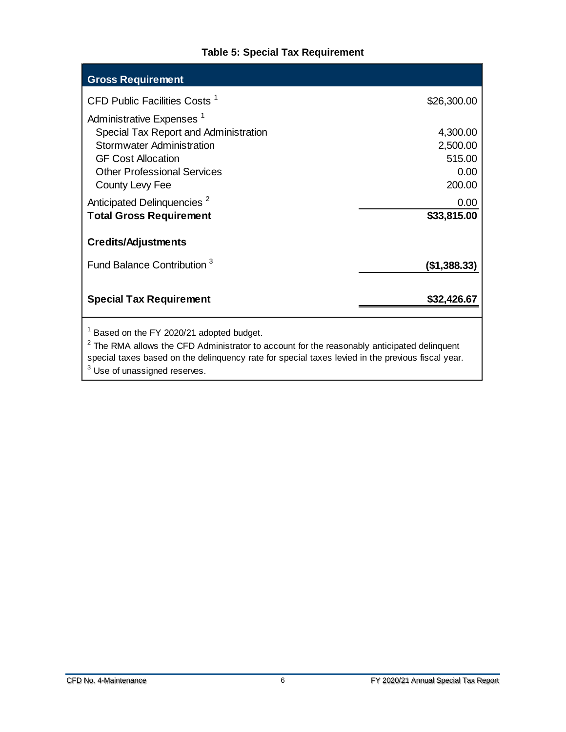**Table 5: Special Tax Requirement**

| Gross Requirement | |
|---|---|
| CFD Public Facilities Costs [1] | $26,300.00 |
| Administrative Expenses [1] | |
| Special Tax Report and Administration | 4,300.00 |
| Stormwater Administration | 2,500.00 |
| GF Cost Allocation | 515.00 |
| Other Professional Services | 0.00 |
| County Levy Fee | 200.00 |
| Anticipated Delinquencies [2] | 0.00 |
| **Total Gross Requirement** | **$33,815.00** |
| **Credits/Adjustments** | |
| Fund Balance Contribution [3] | **($1,388.33)** |
| **Special Tax Requirement** | **$32,426.67** |

[1] Based on the FY 2020/21 adopted budget.
[2] The RMA allows the CFD Administrator to account for the reasonably anticipated delinquent special taxes based on the delinquency rate for special taxes levied in the previous fiscal year.
[3] Use of unassigned reserves.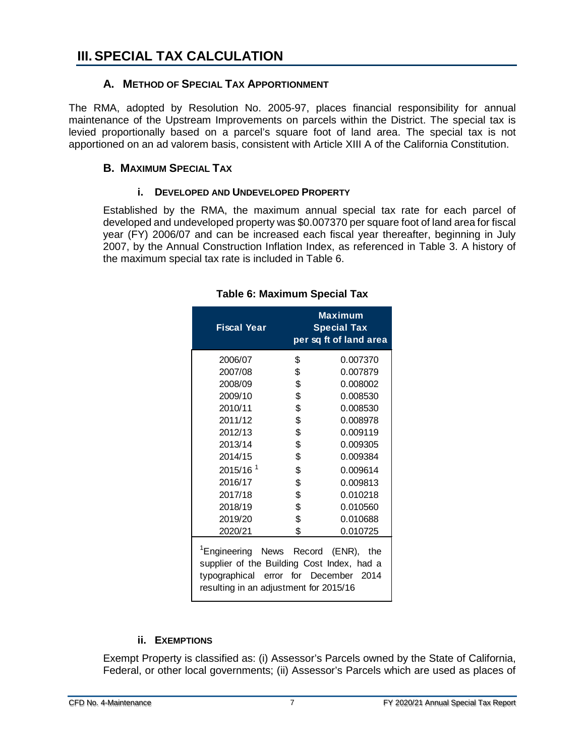# III. SPECIAL TAX CALCULATION

### A. Method of Special Tax Apportionment

The RMA, adopted by Resolution No. 2005-97, places financial responsibility for annual maintenance of the Upstream Improvements on parcels within the District. The special tax is levied proportionally based on a parcel's square foot of land area. The special tax is not apportioned on an ad valorem basis, consistent with Article XIII A of the California Constitution.

### B. Maximum Special Tax

#### i. Developed and Undeveloped Property

Established by the RMA, the maximum annual special tax rate for each parcel of developed and undeveloped property was $0.007370 per square foot of land area for fiscal year (FY) 2006/07 and can be increased each fiscal year thereafter, beginning in July 2007, by the Annual Construction Inflation Index, as referenced in Table 3. A history of the maximum special tax rate is included in Table 6.

**Table 6: Maximum Special Tax**

| Fiscal Year | Maximum Special Tax per sq ft of land area |
|---|---|
| 2006/07 | $ 0.007370 |
| 2007/08 | $ 0.007879 |
| 2008/09 | $ 0.008002 |
| 2009/10 | $ 0.008530 |
| 2010/11 | $ 0.008530 |
| 2011/12 | $ 0.008978 |
| 2012/13 | $ 0.009119 |
| 2013/14 | $ 0.009305 |
| 2014/15 | $ 0.009384 |
| 2015/16 [1] | $ 0.009614 |
| 2016/17 | $ 0.009813 |
| 2017/18 | $ 0.010218 |
| 2018/19 | $ 0.010560 |
| 2019/20 | $ 0.010688 |
| 2020/21 | $ 0.010725 |

[1] Engineering News Record (ENR), the supplier of the Building Cost Index, had a typographical error for December 2014 resulting in an adjustment for 2015/16

#### ii. Exemptions

Exempt Property is classified as: (i) Assessor's Parcels owned by the State of California, Federal, or other local governments; (ii) Assessor's Parcels which are used as places of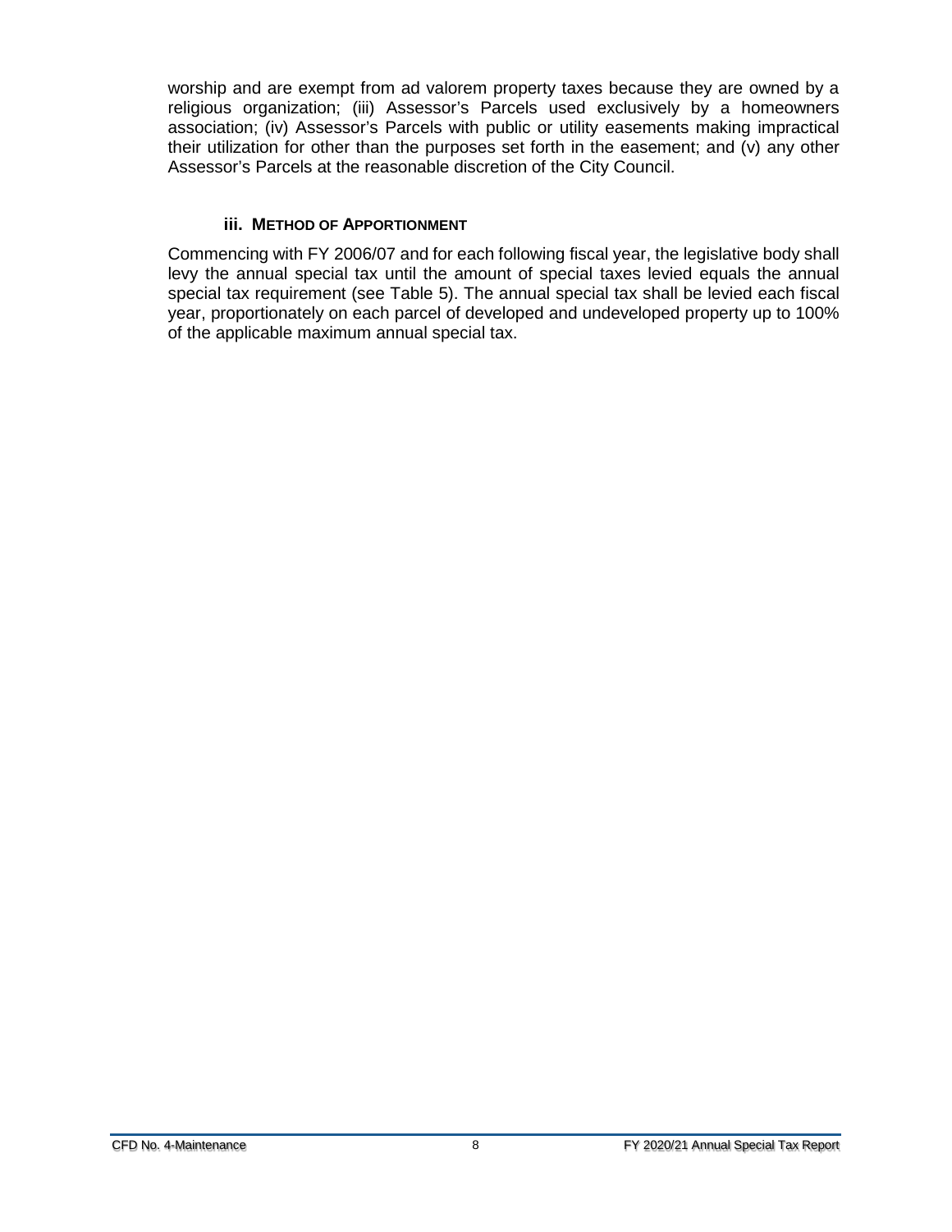worship and are exempt from ad valorem property taxes because they are owned by a religious organization; (iii) Assessor's Parcels used exclusively by a homeowners association; (iv) Assessor's Parcels with public or utility easements making impractical their utilization for other than the purposes set forth in the easement; and (v) any other Assessor's Parcels at the reasonable discretion of the City Council.

### iii. METHOD OF APPORTIONMENT

Commencing with FY 2006/07 and for each following fiscal year, the legislative body shall levy the annual special tax until the amount of special taxes levied equals the annual special tax requirement (see Table 5). The annual special tax shall be levied each fiscal year, proportionately on each parcel of developed and undeveloped property up to 100% of the applicable maximum annual special tax.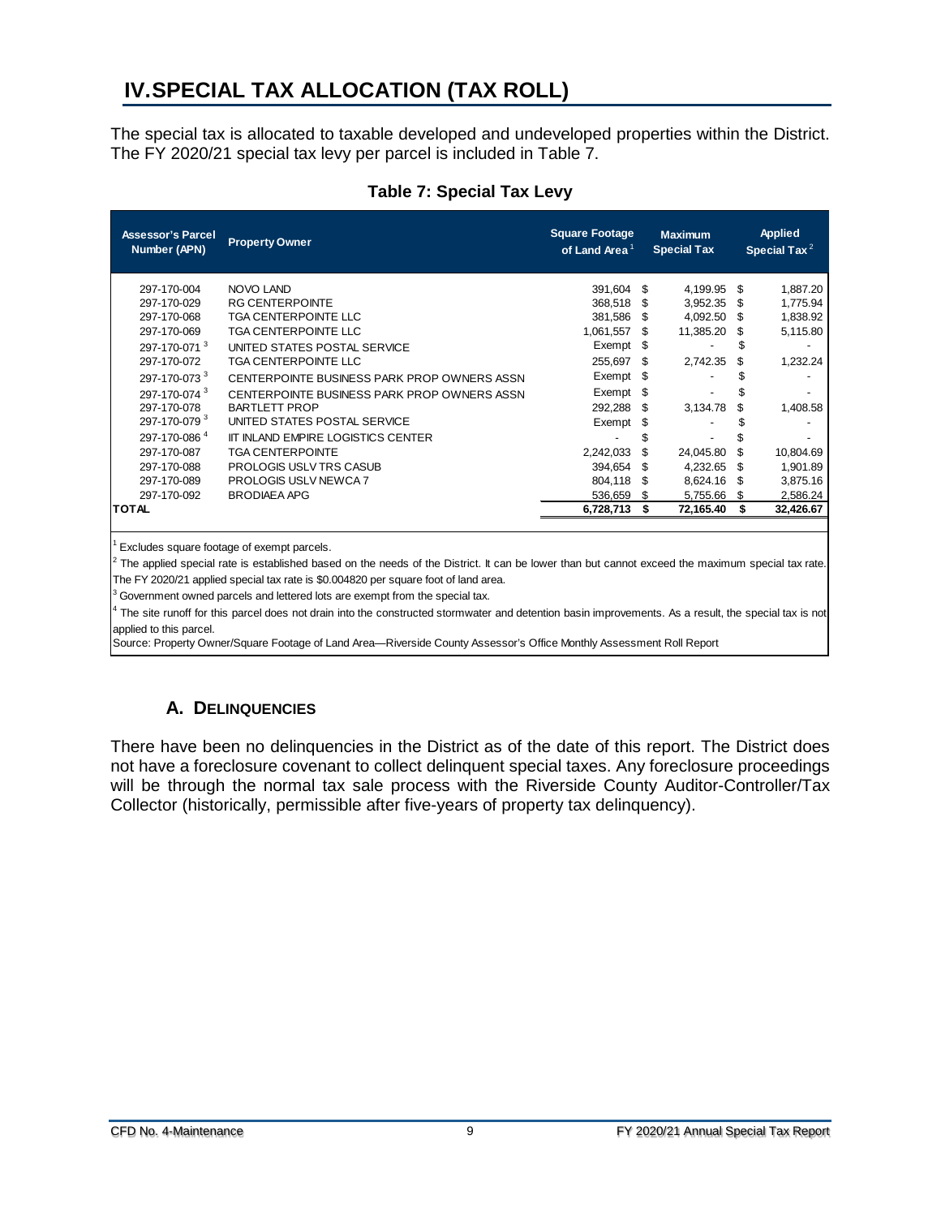# IV. SPECIAL TAX ALLOCATION (TAX ROLL)

The special tax is allocated to taxable developed and undeveloped properties within the District. The FY 2020/21 special tax levy per parcel is included in Table 7.

**Table 7: Special Tax Levy**

| Assessor's Parcel Number (APN) | Property Owner | Square Footage of Land Area [1] | Maximum Special Tax | Applied Special Tax [2] |
|---|---|---|---|---|
| 297-170-004 | NOVO LAND | 391,604 | $ 4,199.95 | $ 1,887.20 |
| 297-170-029 | RG CENTERPOINTE | 368,518 | $ 3,952.35 | $ 1,775.94 |
| 297-170-068 | TGA CENTERPOINTE LLC | 381,586 | $ 4,092.50 | $ 1,838.92 |
| 297-170-069 | TGA CENTERPOINTE LLC | 1,061,557 | $ 11,385.20 | $ 5,115.80 |
| 297-170-071 [3] | UNITED STATES POSTAL SERVICE | Exempt | $ - | $ - |
| 297-170-072 | TGA CENTERPOINTE LLC | 255,697 | $ 2,742.35 | $ 1,232.24 |
| 297-170-073 [3] | CENTERPOINTE BUSINESS PARK PROP OWNERS ASSN | Exempt | $ - | $ - |
| 297-170-074 [3] | CENTERPOINTE BUSINESS PARK PROP OWNERS ASSN | Exempt | $ - | $ - |
| 297-170-078 | BARTLETT PROP | 292,288 | $ 3,134.78 | $ 1,408.58 |
| 297-170-079 [3] | UNITED STATES POSTAL SERVICE | Exempt | $ - | $ - |
| 297-170-086 [4] | IIT INLAND EMPIRE LOGISTICS CENTER | - | $ - | $ - |
| 297-170-087 | TGA CENTERPOINTE | 2,242,033 | $ 24,045.80 | $ 10,804.69 |
| 297-170-088 | PROLOGIS USLV TRS CASUB | 394,654 | $ 4,232.65 | $ 1,901.89 |
| 297-170-089 | PROLOGIS USLV NEWCA 7 | 804,118 | $ 8,624.16 | $ 3,875.16 |
| 297-170-092 | BRODIAEA APG | 536,659 | $ 5,755.66 | $ 2,586.24 |
| **TOTAL** | | **6,728,713** | **$ 72,165.40** | **$ 32,426.67** |

[1] Excludes square footage of exempt parcels.

[2] The applied special rate is established based on the needs of the District. It can be lower than but cannot exceed the maximum special tax rate. The FY 2020/21 applied special tax rate is $0.004820 per square foot of land area.

[3] Government owned parcels and lettered lots are exempt from the special tax.

[4] The site runoff for this parcel does not drain into the constructed stormwater and detention basin improvements. As a result, the special tax is not applied to this parcel.

Source: Property Owner/Square Footage of Land Area—Riverside County Assessor's Office Monthly Assessment Roll Report

## A. DELINQUENCIES

There have been no delinquencies in the District as of the date of this report. The District does not have a foreclosure covenant to collect delinquent special taxes. Any foreclosure proceedings will be through the normal tax sale process with the Riverside County Auditor-Controller/Tax Collector (historically, permissible after five-years of property tax delinquency).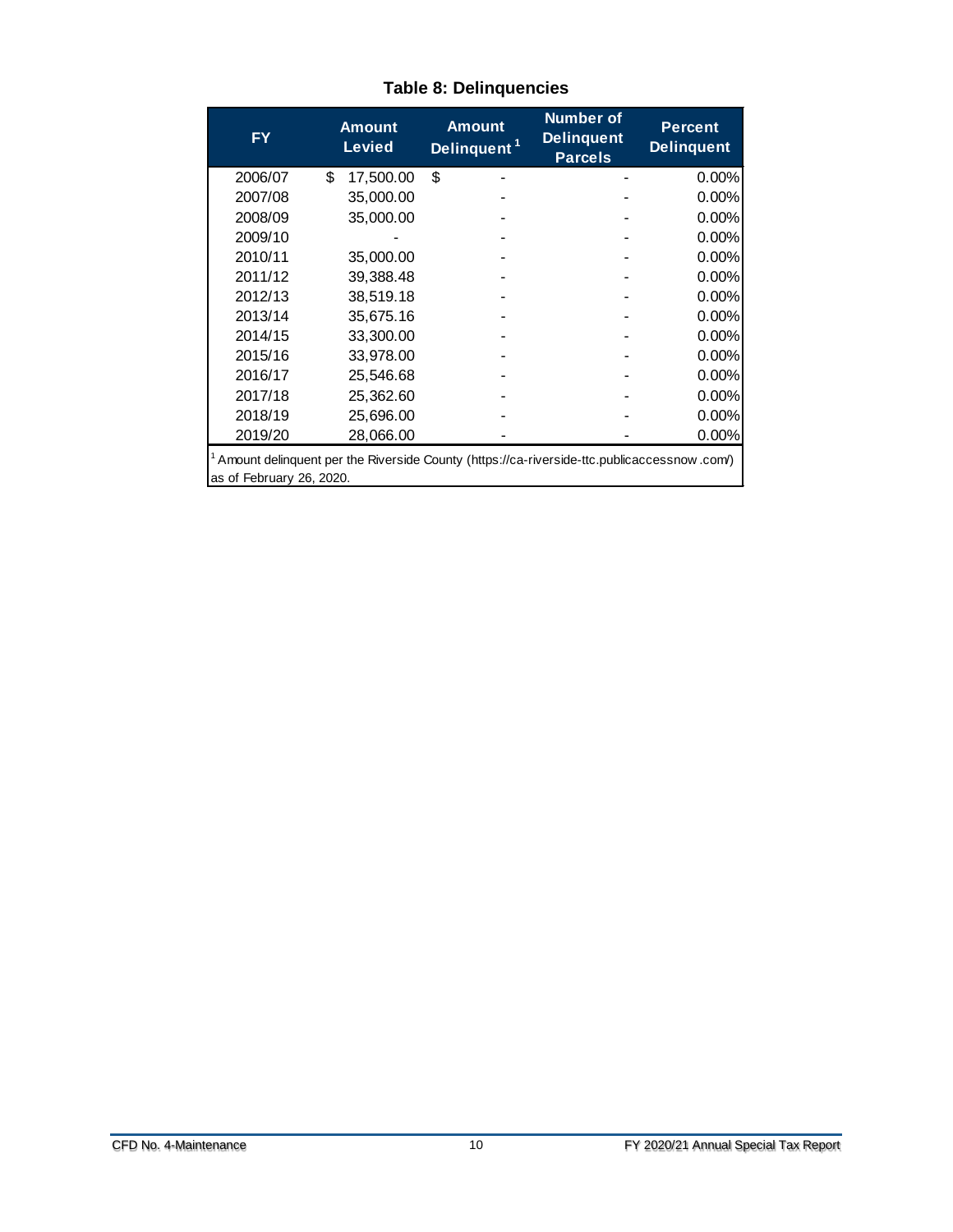## Table 8: Delinquencies

| FY | Amount Levied | Amount Delinquent [1] | Number of Delinquent Parcels | Percent Delinquent |
|---|---|---|---|---|
| 2006/07 | $ 17,500.00 | $ - | - | 0.00% |
| 2007/08 | 35,000.00 | - | - | 0.00% |
| 2008/09 | 35,000.00 | - | - | 0.00% |
| 2009/10 | - | - | - | 0.00% |
| 2010/11 | 35,000.00 | - | - | 0.00% |
| 2011/12 | 39,388.48 | - | - | 0.00% |
| 2012/13 | 38,519.18 | - | - | 0.00% |
| 2013/14 | 35,675.16 | - | - | 0.00% |
| 2014/15 | 33,300.00 | - | - | 0.00% |
| 2015/16 | 33,978.00 | - | - | 0.00% |
| 2016/17 | 25,546.68 | - | - | 0.00% |
| 2017/18 | 25,362.60 | - | - | 0.00% |
| 2018/19 | 25,696.00 | - | - | 0.00% |
| 2019/20 | 28,066.00 | - | - | 0.00% |

[1] Amount delinquent per the Riverside County (https://ca-riverside-ttc.publicaccessnow.com/) as of February 26, 2020.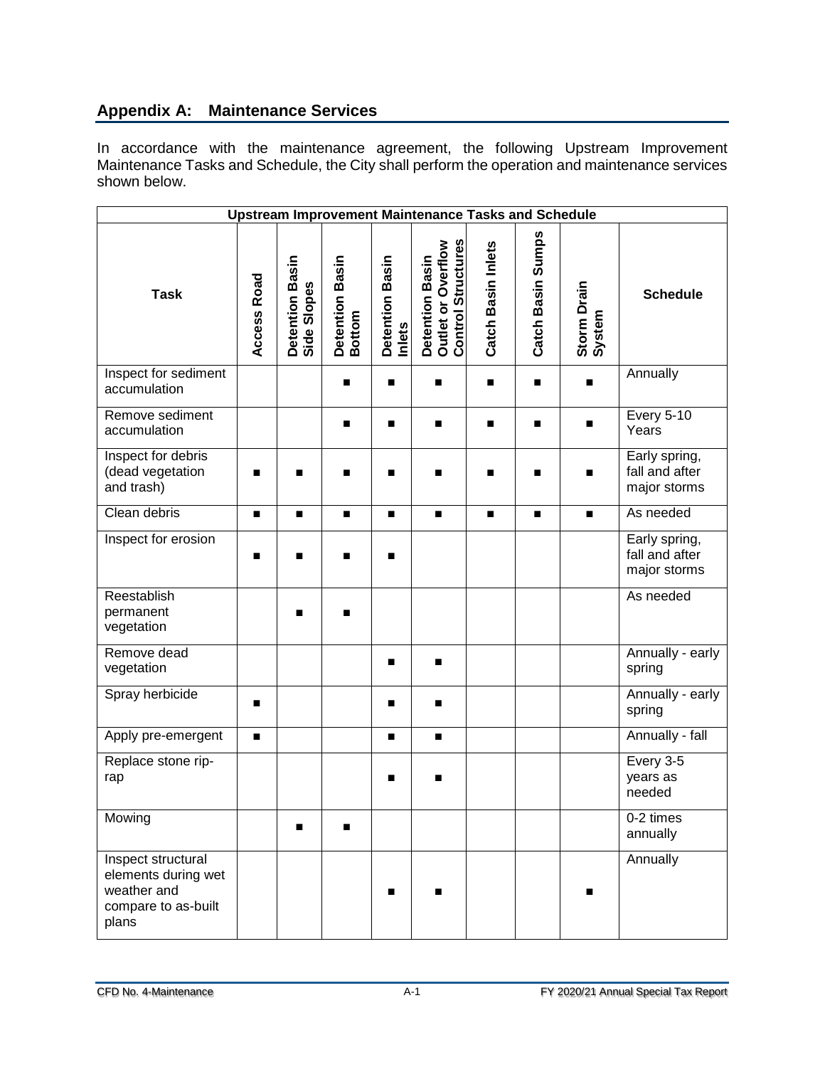## Appendix A: Maintenance Services

In accordance with the maintenance agreement, the following Upstream Improvement Maintenance Tasks and Schedule, the City shall perform the operation and maintenance services shown below.

| Upstream Improvement Maintenance Tasks and Schedule | | | | | | | | | |
|---|---|---|---|---|---|---|---|---|---|
| Task | Access Road | Detention Basin Side Slopes | Detention Basin Bottom | Detention Basin Inlets | Detention Basin Outlet or Overflow Control Structures | Catch Basin Inlets | Catch Basin Sumps | Storm Drain System | Schedule |
| Inspect for sediment accumulation | | | ■ | ■ | ■ | ■ | ■ | ■ | Annually |
| Remove sediment accumulation | | | ■ | ■ | ■ | ■ | ■ | ■ | Every 5-10 Years |
| Inspect for debris (dead vegetation and trash) | ■ | ■ | ■ | ■ | ■ | ■ | ■ | ■ | Early spring, fall and after major storms |
| Clean debris | ■ | ■ | ■ | ■ | ■ | ■ | ■ | ■ | As needed |
| Inspect for erosion | ■ | ■ | ■ | ■ | | | | | Early spring, fall and after major storms |
| Reestablish permanent vegetation | | ■ | ■ | | | | | | As needed |
| Remove dead vegetation | | | | ■ | ■ | | | | Annually - early spring |
| Spray herbicide | ■ | | | ■ | ■ | | | | Annually - early spring |
| Apply pre-emergent | ■ | | | ■ | ■ | | | | Annually - fall |
| Replace stone rip-rap | | | | ■ | ■ | | | | Every 3-5 years as needed |
| Mowing | | ■ | ■ | | | | | | 0-2 times annually |
| Inspect structural elements during wet weather and compare to as-built plans | | | | ■ | ■ | | | ■ | Annually |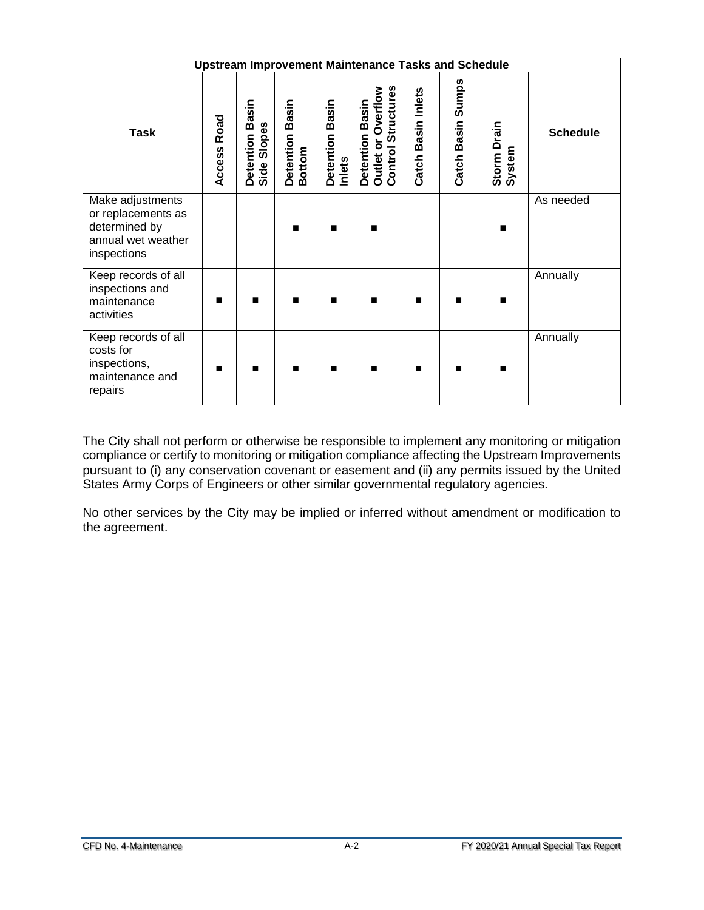| Upstream Improvement Maintenance Tasks and Schedule | | | | | | | | | |
|---|---|---|---|---|---|---|---|---|---|
| Task | Access Road | Detention Basin Side Slopes | Detention Basin Bottom | Detention Basin Inlets | Detention Basin Outlet or Overflow Control Structures | Catch Basin Inlets | Catch Basin Sumps | Storm Drain System | Schedule |
| Make adjustments or replacements as determined by annual wet weather inspections | | | ■ | ■ | ■ | | | ■ | As needed |
| Keep records of all inspections and maintenance activities | ■ | ■ | ■ | ■ | ■ | ■ | ■ | ■ | Annually |
| Keep records of all costs for inspections, maintenance and repairs | ■ | ■ | ■ | ■ | ■ | ■ | ■ | ■ | Annually |

The City shall not perform or otherwise be responsible to implement any monitoring or mitigation compliance or certify to monitoring or mitigation compliance affecting the Upstream Improvements pursuant to (i) any conservation covenant or easement and (ii) any permits issued by the United States Army Corps of Engineers or other similar governmental regulatory agencies.

No other services by the City may be implied or inferred without amendment or modification to the agreement.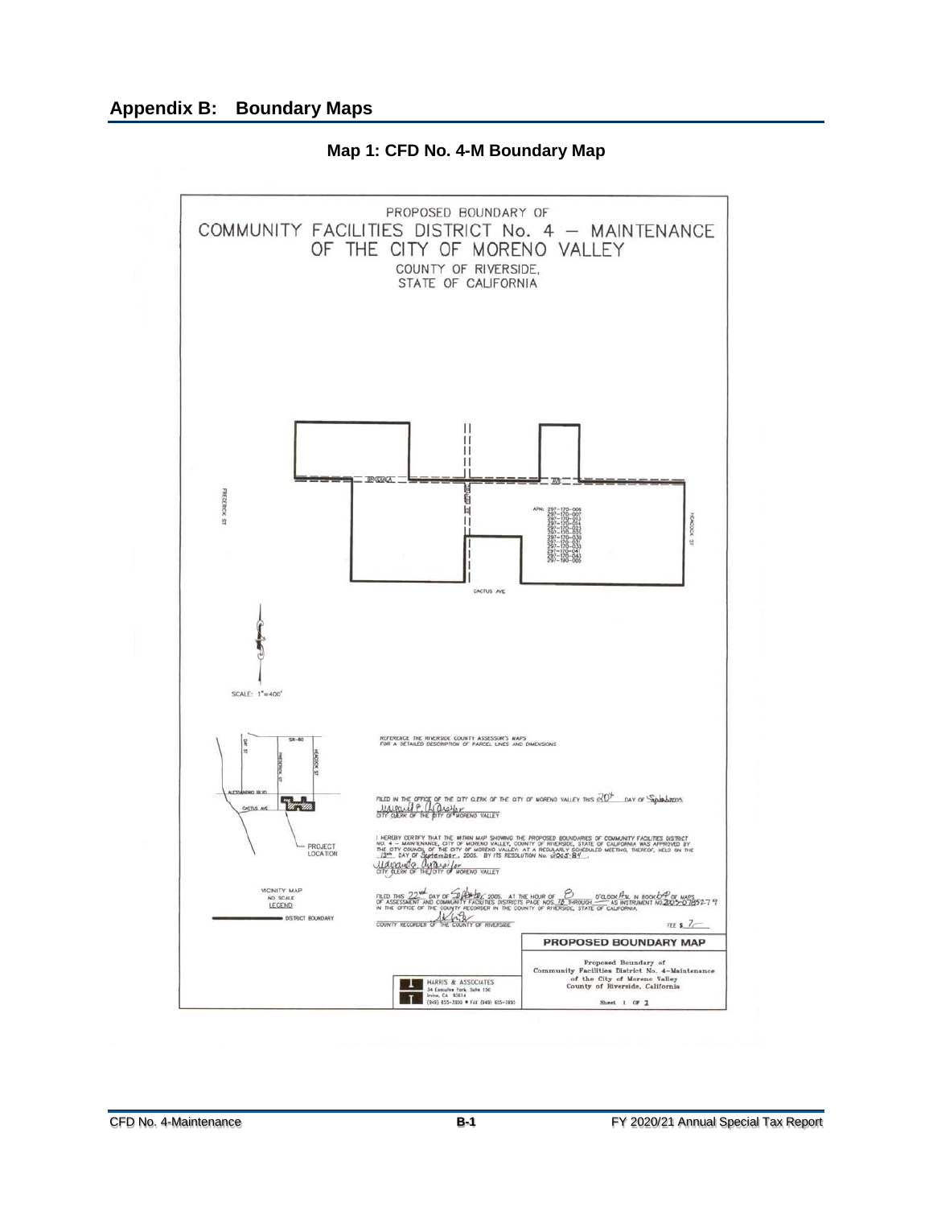## Appendix B: Boundary Maps

**Map 1: CFD No. 4-M Boundary Map**

PROPOSED BOUNDARY OF
COMMUNITY FACILITIES DISTRICT No. 4 — MAINTENANCE
OF THE CITY OF MORENO VALLEY
COUNTY OF RIVERSIDE,
STATE OF CALIFORNIA

APN: 297-170-006
297-170-007
297-170-012
297-170-014
297-170-023
297-170-025
297-170-030
297-170-031
297-170-033
297-170-041
297-170-043
297-190-005

FREDERICK ST
HEACOCK ST
CACTUS AVE

SCALE: 1"=400'

VICINITY MAP
NO SCALE
LEGEND:
DISTRICT BOUNDARY

PROJECT LOCATION

REFERENCE THE RIVERSIDE COUNTY ASSESSOR'S MAPS FOR A DETAILED DESCRIPTION OF PARCEL LINES AND DIMENSIONS

FILED IN THE OFFICE OF THE CITY CLERK OF THE CITY OF MORENO VALLEY THIS 20th DAY OF September 2005.

CITY CLERK OF THE CITY OF MORENO VALLEY

I HEREBY CERTIFY THAT THE WITHIN MAP SHOWING THE PROPOSED BOUNDARIES OF COMMUNITY FACILITIES DISTRICT NO. 4 — MAINTENANCE, CITY OF MORENO VALLEY, COUNTY OF RIVERSIDE, STATE OF CALIFORNIA WAS APPROVED BY THE CITY COUNCIL OF THE CITY OF MORENO VALLEY, AT A REGULARLY SCHEDULED MEETING, THEREOF, HELD ON THE 13th DAY OF September, 2005, BY ITS RESOLUTION No. 2005-84.

CITY CLERK OF THE CITY OF MORENO VALLEY

FILED THIS 22nd DAY OF September 2005, AT THE HOUR OF 8 O'CLOCK A.M. IN BOOK 64 OF MAPS OF ASSESSMENT AND COMMUNITY FACILITIES DISTRICTS PAGE NOS. 78 THROUGH — AS INSTRUMENT NO. 2005-0785279 IN THE OFFICE OF THE COUNTY RECORDER IN THE COUNTY OF RIVERSIDE, STATE OF CALIFORNIA.

COUNTY RECORDER OF THE COUNTY OF RIVERSIDE

FEE $ 7

**PROPOSED BOUNDARY MAP**

Proposed Boundary of
Community Facilities District No. 4-Maintenance
of the City of Moreno Valley
County of Riverside, California

HARRIS & ASSOCIATES
34 Executive Park, Suite 150
Irvine, CA 92614
(949) 655-3900 • FAX (949) 655-3995

Sheet 1 OF 1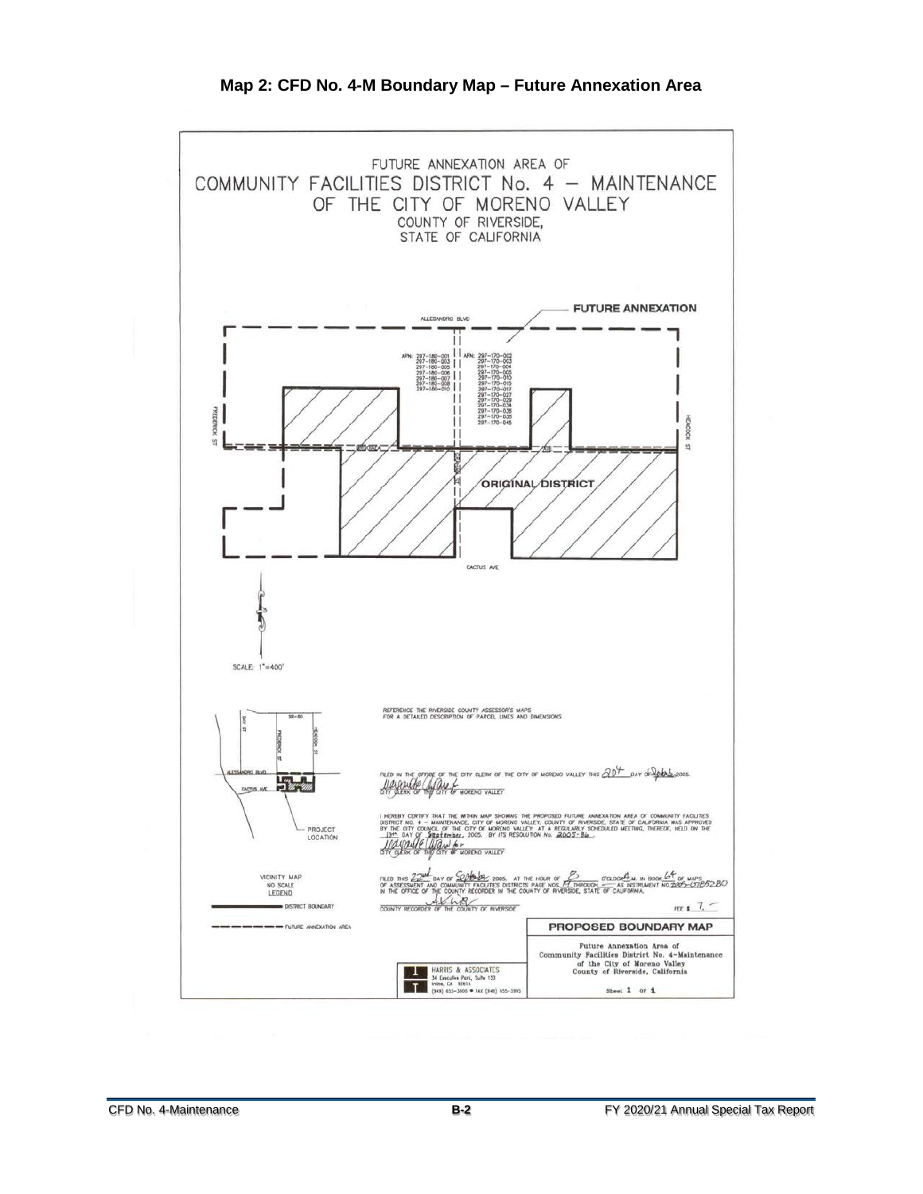## Map 2: CFD No. 4-M Boundary Map – Future Annexation Area

FUTURE ANNEXATION AREA OF
COMMUNITY FACILITIES DISTRICT No. 4 – MAINTENANCE
OF THE CITY OF MORENO VALLEY
COUNTY OF RIVERSIDE,
STATE OF CALIFORNIA

FUTURE ANNEXATION

ALESSANDRO BLVD

APN: 297-180-001
297-180-003
297-180-005
297-180-006
297-180-007
297-180-008
297-180-010

APN: 297-170-002
297-170-003
297-170-004
297-170-005
297-170-010
297-170-015
297-170-017
297-170-027
297-170-029
297-170-034
297-170-035
297-170-038
297-170-045

FREDERICK ST

HEACOCK ST

ORIGINAL DISTRICT

CACTUS AVE

SCALE: 1"=400'

REFERENCE THE RIVERSIDE COUNTY ASSESSOR'S MAPS FOR A DETAILED DESCRIPTION OF PARCEL LINES AND DIMENSIONS

FILED IN THE OFFICE OF THE CITY CLERK OF THE CITY OF MORENO VALLEY THIS 20th DAY OF September 2005.

CITY CLERK OF THE CITY OF MORENO VALLEY

I HEREBY CERTIFY THAT THE WITHIN MAP SHOWING THE PROPOSED FUTURE ANNEXATION AREA OF COMMUNITY FACILITIES DISTRICT NO. 4 – MAINTENANCE, CITY OF MORENO VALLEY, COUNTY OF RIVERSIDE, STATE OF CALIFORNIA WAS APPROVED BY THE CITY COUNCIL OF THE CITY OF MORENO VALLEY AT A REGULARLY SCHEDULED MEETING, THEREOF, HELD ON THE 13th DAY OF September, 2005, BY ITS RESOLUTION No. 2005-86.

CITY CLERK OF THE CITY OF MORENO VALLEY

FILED THIS 22nd DAY OF September 2005, AT THE HOUR OF 8 O'CLOCK A.M. IN BOOK 64 OF MAPS OF ASSESSMENT AND COMMUNITY FACILITIES DISTRICTS PAGE NOS. 17 THROUGH — AS INSTRUMENT NO. 2005-0785280 IN THE OFFICE OF THE COUNTY RECORDER IN THE COUNTY OF RIVERSIDE, STATE OF CALIFORNIA.

COUNTY RECORDER OF THE COUNTY OF RIVERSIDE

FEE $ 7.—

VICINITY MAP
NO SCALE

PROJECT LOCATION

LEGEND

DISTRICT BOUNDARY

FUTURE ANNEXATION AREA

PROPOSED BOUNDARY MAP

Future Annexation Area of
Community Facilities District No. 4-Maintenance
of the City of Moreno Valley
County of Riverside, California

Sheet 1 of 1

HARRIS & ASSOCIATES
34 Executive Park, Suite 150
Irvine, CA 92614
(949) 655-3900 • FAX (949) 655-3995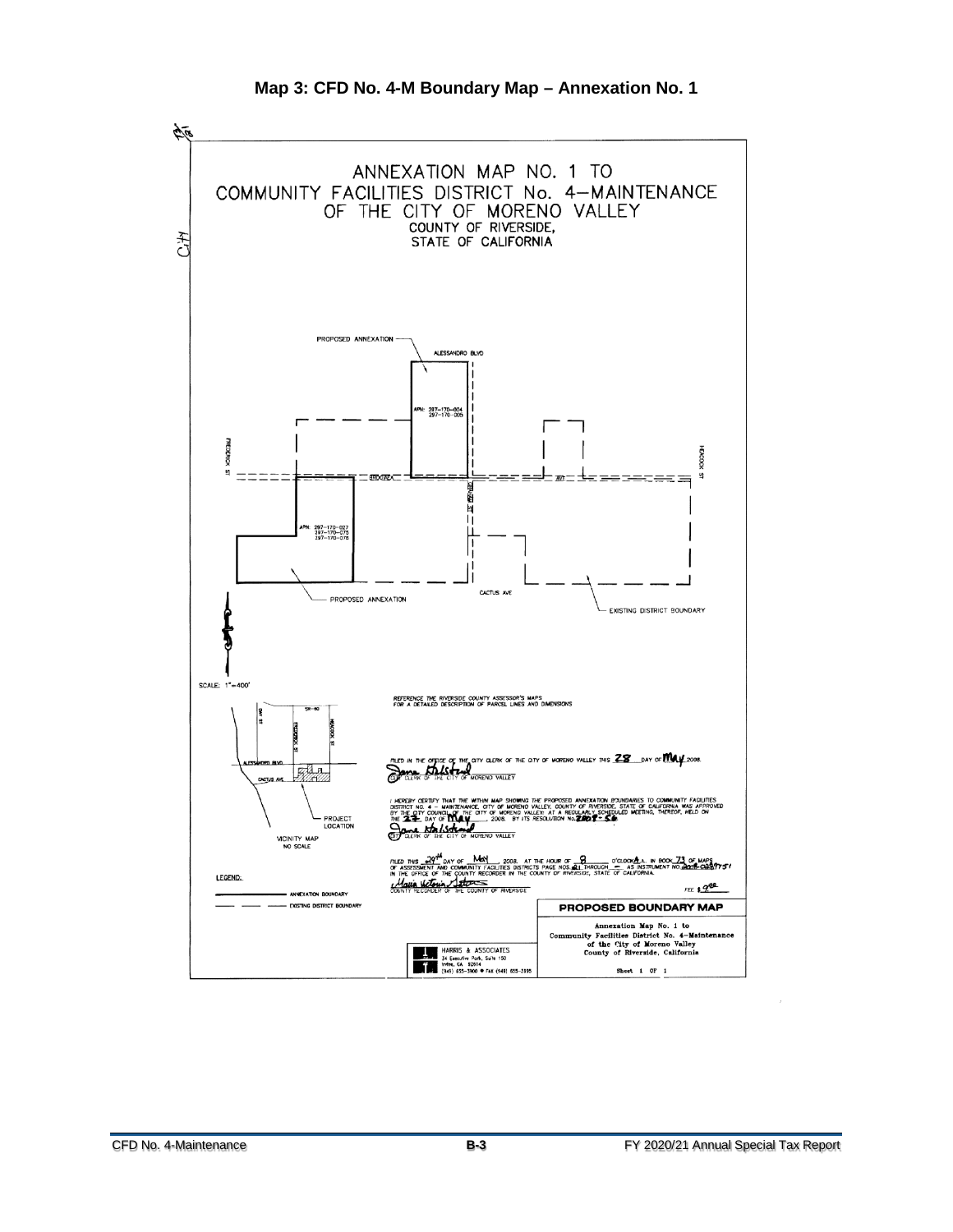**Map 3: CFD No. 4-M Boundary Map – Annexation No. 1**

ANNEXATION MAP NO. 1 TO
COMMUNITY FACILITIES DISTRICT No. 4–MAINTENANCE
OF THE CITY OF MORENO VALLEY
COUNTY OF RIVERSIDE,
STATE OF CALIFORNIA

PROPOSED ANNEXATION

ALESSANDRO BLVD

APN: 297-170-004
297-170-005

FREDERICK ST

HEACOCK ST

APN: 297-170-027
297-170-075
297-170-076

CACTUS AVE

PROPOSED ANNEXATION

EXISTING DISTRICT BOUNDARY

SCALE: 1"=400'

VICINITY MAP
NO SCALE

PROJECT LOCATION

REFERENCE THE RIVERSIDE COUNTY ASSESSOR'S MAPS FOR A DETAILED DESCRIPTION OF PARCEL LINES AND DIMENSIONS

FILED IN THE OFFICE OF THE CITY CLERK OF THE CITY OF MORENO VALLEY THIS 28 DAY OF May 2008.

CITY CLERK OF THE CITY OF MORENO VALLEY

I HEREBY CERTIFY THAT THE WITHIN MAP SHOWING THE PROPOSED ANNEXATION BOUNDARIES TO COMMUNITY FACILITIES DISTRICT NO. 4 – MAINTENANCE, CITY OF MORENO VALLEY, COUNTY OF RIVERSIDE, STATE OF CALIFORNIA WAS APPROVED BY THE CITY COUNCIL OF THE CITY OF MORENO VALLEY AT A REGULARLY SCHEDULED MEETING THEREOF, HELD ON THE 27 DAY OF May, 2008, BY ITS RESOLUTION No. 2008-56

CITY CLERK OF THE CITY OF MORENO VALLEY

FILED THIS 29th DAY OF May, 2008, AT THE HOUR OF 8 O'CLOCK A.M. IN BOOK 73 OF MAPS OF ASSESSMENT AND COMMUNITY FACILITIES DISTRICTS PAGE NOS. 81 THROUGH – AS INSTRUMENT NO. 2008-0289751 IN THE OFFICE OF THE COUNTY RECORDER IN THE COUNTY OF RIVERSIDE, STATE OF CALIFORNIA.

COUNTY RECORDER OF THE COUNTY OF RIVERSIDE

FEE $ 9.00

LEGEND:

ANNEXATION BOUNDARY

EXISTING DISTRICT BOUNDARY

HARRIS & ASSOCIATES
34 Executive Park, Suite 150
Irvine, CA 92614
(949) 655-3900 • FAX (949) 655-3995

**PROPOSED BOUNDARY MAP**

Annexation Map No. 1 to
Community Facilities District No. 4–Maintenance
of the City of Moreno Valley
County of Riverside, California

Sheet 1 OF 1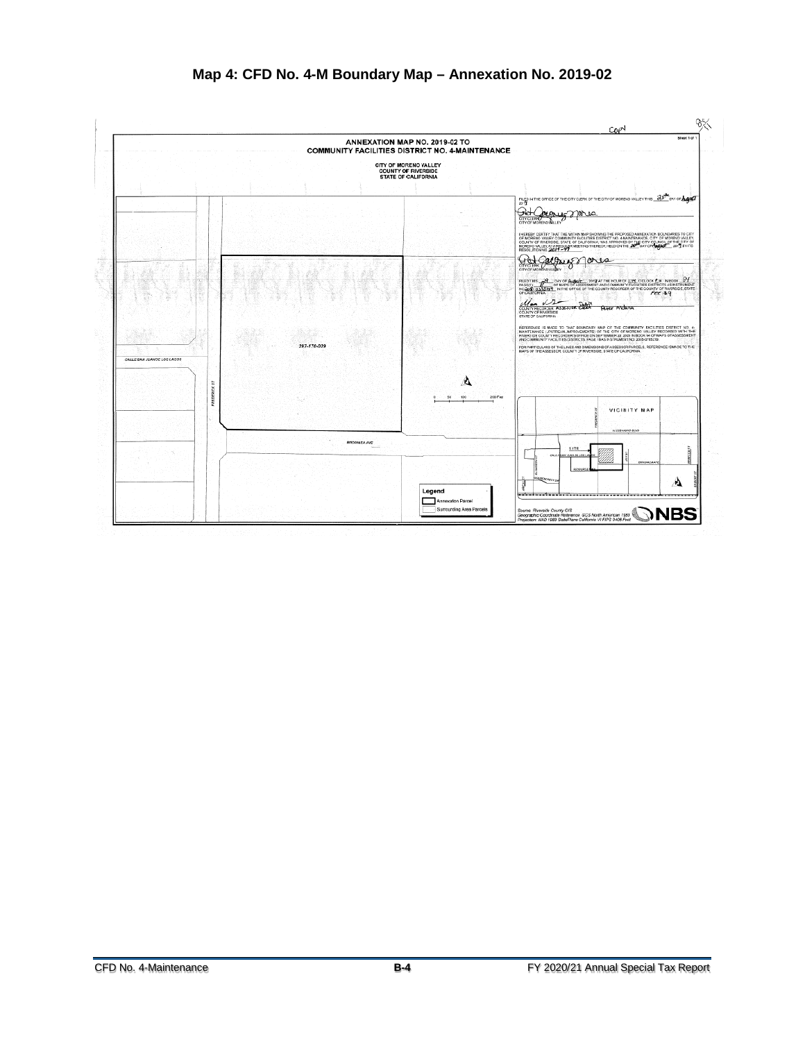## Map 4: CFD No. 4-M Boundary Map – Annexation No. 2019-02

COPY

Sheet 1 of 1

**ANNEXATION MAP NO. 2019-02 TO**
**COMMUNITY FACILITIES DISTRICT NO. 4-MAINTENANCE**

CITY OF MORENO VALLEY
COUNTY OF RIVERSIDE
STATE OF CALIFORNIA

FILED IN THE OFFICE OF THE CITY CLERK OF THE CITY OF MORENO VALLEY THIS 20th DAY OF August 2019

CITY CLERK
CITY OF MORENO VALLEY

I HEREBY CERTIFY THAT THE WITHIN MAP SHOWING THE PROPOSED ANNEXATION BOUNDARIES TO CITY OF MORENO VALLEY COMMUNITY FACILITIES DISTRICT NO. 4-MAINTENANCE, CITY OF MORENO VALLEY, COUNTY OF RIVERSIDE, STATE OF CALIFORNIA, WAS APPROVED BY THE CITY COUNCIL OF THE CITY OF MORENO VALLEY AT A REGULAR MEETING THEREOF, HELD ON THE 20th DAY OF August, 2019 BY ITS RESOLUTION NO. 2019-49

CITY CLERK
CITY OF MORENO VALLEY

FILED THIS 29 DAY OF August, 2019 AT THE HOUR OF 1:15 O'CLOCK P.M. IN BOOK 94 PAGE(S) 17 OF MAPS OF ASSESSMENT AND COMMUNITY FACILITIES DISTRICTS AS INSTRUMENT NO. 2019-0332783 IN THE OFFICE OF THE COUNTY RECORDER OF THE COUNTY OF RIVERSIDE, STATE OF CALIFORNIA. FEE $9

COUNTY RECORDER ASSESSOR CLERK Peter Aldana
COUNTY OF RIVERSIDE
STATE OF CALIFORNIA

REFERENCE IS MADE TO THAT BOUNDARY MAP OF THE COMMUNITY FACILITIES DISTRICT NO. 4-MAINTENANCE (LPS/TREAM IMPROVEMENTS) OF THE CITY OF MORENO VALLEY RECORDED WITH THE RIVERSIDE COUNTY RECORDER'S OFFICE ON SEPTEMBER 22, 2009 IN BOOK 64 OF MAPS OF ASSESSMENT AND COMMUNITY FACILITIES DISTRICTS, PAGE 1 BASIS INSTRUMENT NO. 2009-0488579.

FOR PARTICULARS OF THE LINES AND DIMENSIONS OF ASSESSOR PARCELS, REFERENCE IS MADE TO THE MAPS OF THE ASSESSOR, COUNTY OF RIVERSIDE, STATE OF CALIFORNIA.

297-170-029

CALLE SAN JUAN DE LOS LAGOS

FREDERICK ST

BRODIAEA AVE

0 50 100 200 Feet

VICINITY MAP

Legend
- Annexation Parcel
- Surrounding Area Parcels

Source: Riverside County GIS
Geographic Coordinate Reference: GCS North American 1983
Projection: NAD 1983 StatePlane California VI FIPS 0406 Feet

NBS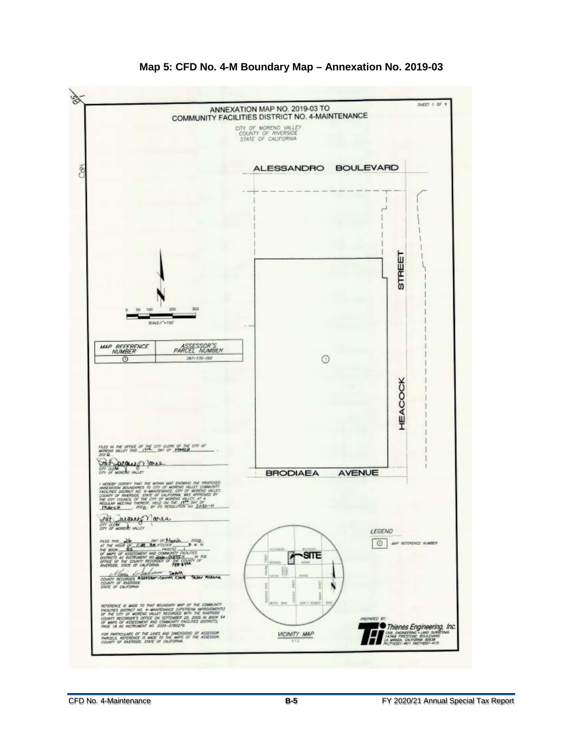## Map 5: CFD No. 4-M Boundary Map – Annexation No. 2019-03

SHEET 1 OF 1

ANNEXATION MAP NO. 2019-03 TO
COMMUNITY FACILITIES DISTRICT NO. 4-MAINTENANCE

CITY OF MORENO VALLEY
COUNTY OF RIVERSIDE
STATE OF CALIFORNIA

ALESSANDRO BOULEVARD

HEACOCK STREET

BRODIAEA AVENUE

0 50 100 200 300

SCALE: 1"=100'

| MAP REFERENCE NUMBER | ASSESSOR'S PARCEL NUMBER |
|---|---|
| ① | 297-170-092 |

FILED IN THE OFFICE OF THE CITY CLERK OF THE CITY OF MORENO VALLEY THIS 17th DAY OF MARCH, 2020.

CITY CLERK
CITY OF MORENO VALLEY

I HEREBY CERTIFY THAT THE WITHIN MAP SHOWING THE PROPOSED ANNEXATION BOUNDARIES TO CITY OF MORENO VALLEY COMMUNITY FACILITIES DISTRICT NO. 4-MAINTENANCE, CITY OF MORENO VALLEY, COUNTY OF RIVERSIDE, STATE OF CALIFORNIA, WAS APPROVED BY THE CITY COUNCIL OF THE CITY OF MORENO VALLEY, AT A REGULAR MEETING THEREOF, HELD ON THE 17th DAY OF March, 2020, BY ITS RESOLUTION NO. 2020-11

CITY CLERK
CITY OF MORENO VALLEY

FILED THIS 26 DAY OF March, 2020, AT THE HOUR OF 1:09 PM O'CLOCK P.M. IN THE BOOK 85 PAGE(S) 1 OF MAPS OF ASSESSMENT AND COMMUNITY FACILITIES DISTRICTS AS INSTRUMENT NO. 2020-0135711 IN THE OFFICE OF THE COUNTY RECORDER OF THE COUNTY OF RIVERSIDE, STATE OF CALIFORNIA. FEE $17

Deputy
COUNTY RECORDER Assessor-County Clerk Peter Aldana
COUNTY OF RIVERSIDE
STATE OF CALIFORNIA

REFERENCE IS MADE TO THAT BOUNDARY MAP OF THE COMMUNITY FACILITIES DISTRICT NO. 4-MAINTENANCE (UPSTREAM IMPROVEMENTS) OF THE CITY OF MORENO VALLEY RECORDED WITH THE RIVERSIDE COUNTY RECORDER'S OFFICE ON SEPTEMBER 22, 2005 IN BOOK 64 OF MAPS OF ASSESSMENT AND COMMUNITY FACILITIES DISTRICTS, PAGE 18 AS INSTRUMENT NO. 2005-0785279.

FOR PARTICULARS OF THE LINES AND DIMENSIONS OF ASSESSOR PARCELS, REFERENCE IS MADE TO THE MAPS OF THE ASSESSOR, COUNTY OF RIVERSIDE, STATE OF CALIFORNIA.

SITE

VICINITY MAP
N.T.S.

LEGEND
① MAP REFERENCE NUMBER

PREPARED BY:
Thienes Engineering, Inc.
CIVIL ENGINEERING • LAND SURVEYING
14349 FIRESTONE BOULEVARD
LA MIRADA, CALIFORNIA 90638
PH.(714)521-4811 FAX(714)521-4173